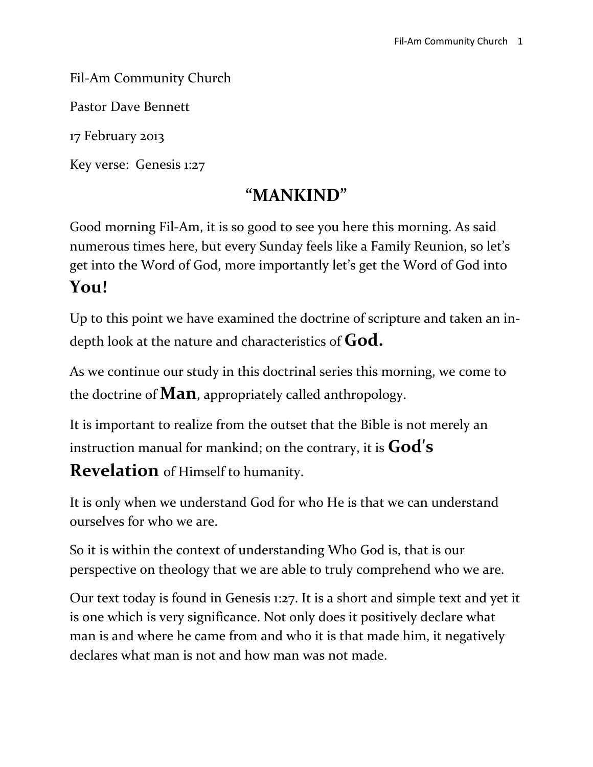Fil-Am Community Church

Pastor Dave Bennett

17 February 2013

Key verse: Genesis 1:27

# "MANKIND"

Good morning Fil-Am, it is so good to see you here this morning. As said numerous times here, but every Sunday feels like a Family Reunion, so let's get into the Word of God, more importantly let's get the Word of God into **You!**

Up to this point we have examined the doctrine of scripture and taken an in-depth look at the nature and characteristics of **God.**

As we continue our study in this doctrinal series this morning, we come to the doctrine of **Man**, appropriately called anthropology.

It is important to realize from the outset that the Bible is not merely an instruction manual for mankind; on the contrary, it is **God's Revelation** of Himself to humanity.

It is only when we understand God for who He is that we can understand ourselves for who we are.

So it is within the context of understanding Who God is, that is our perspective on theology that we are able to truly comprehend who we are.

Our text today is found in Genesis 1:27. It is a short and simple text and yet it is one which is very significance. Not only does it positively declare what man is and where he came from and who it is that made him, it negatively declares what man is not and how man was not made.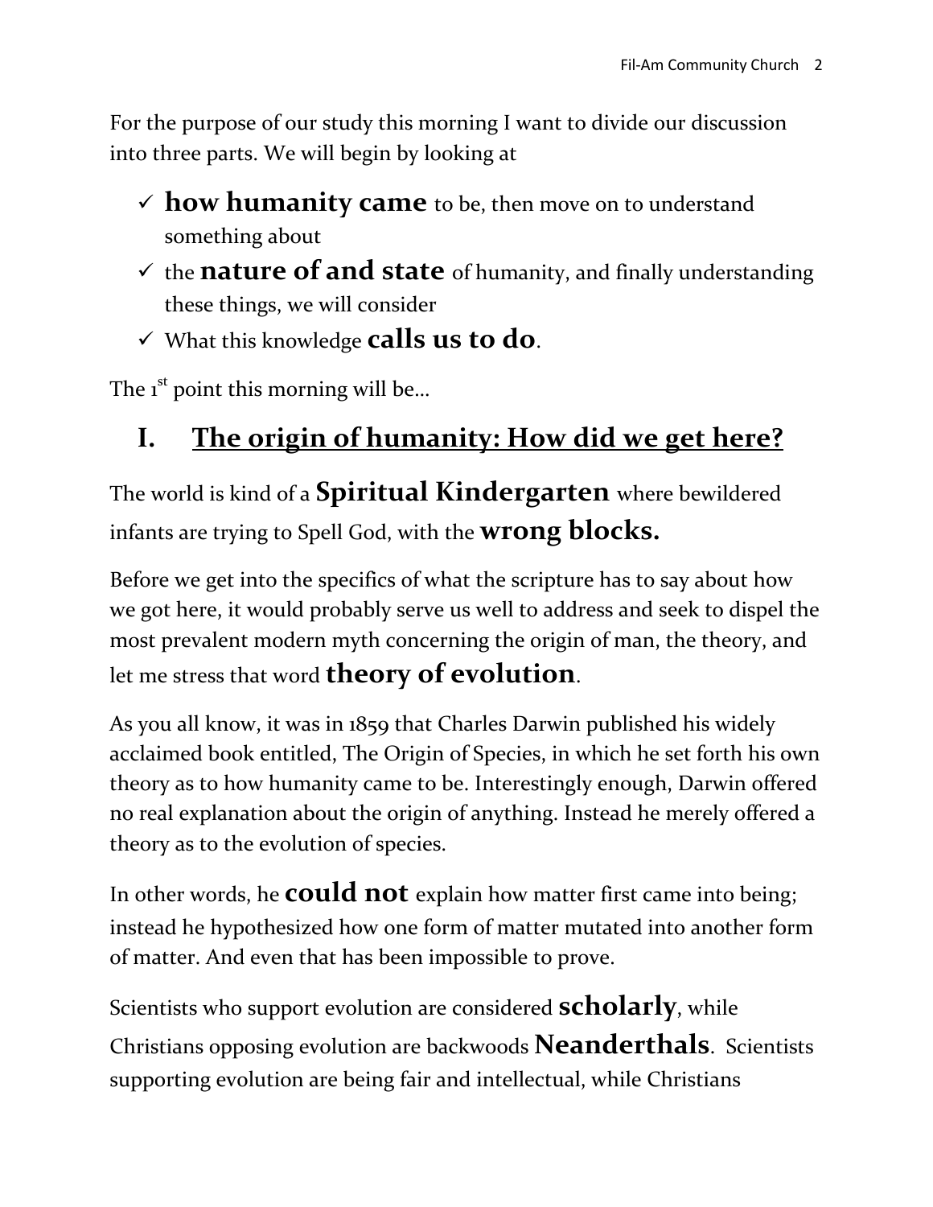For the purpose of our study this morning I want to divide our discussion into three parts. We will begin by looking at

- ✓ **how humanity came** to be, then move on to understand something about
- ✓ the **nature of and state** of humanity, and finally understanding these things, we will consider
- ✓ What this knowledge **calls us to do**.

The 1st point this morning will be…

## I. The origin of humanity: How did we get here?

The world is kind of a **Spiritual Kindergarten** where bewildered infants are trying to Spell God, with the **wrong blocks.**

Before we get into the specifics of what the scripture has to say about how we got here, it would probably serve us well to address and seek to dispel the most prevalent modern myth concerning the origin of man, the theory, and let me stress that word **theory of evolution**.

As you all know, it was in 1859 that Charles Darwin published his widely acclaimed book entitled, The Origin of Species, in which he set forth his own theory as to how humanity came to be. Interestingly enough, Darwin offered no real explanation about the origin of anything. Instead he merely offered a theory as to the evolution of species.

In other words, he **could not** explain how matter first came into being; instead he hypothesized how one form of matter mutated into another form of matter. And even that has been impossible to prove.

Scientists who support evolution are considered **scholarly**, while Christians opposing evolution are backwoods **Neanderthals**. Scientists supporting evolution are being fair and intellectual, while Christians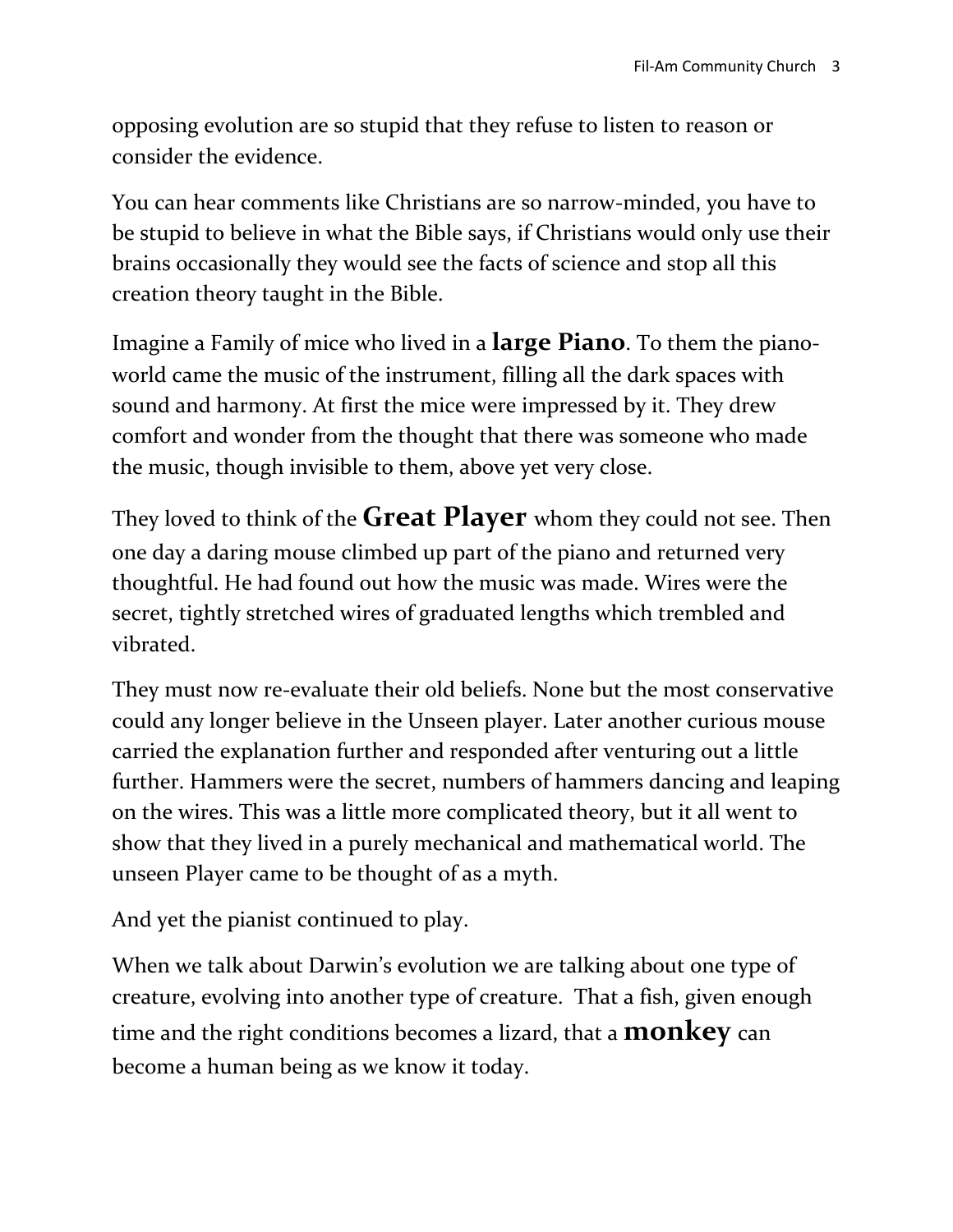opposing evolution are so stupid that they refuse to listen to reason or consider the evidence.

You can hear comments like Christians are so narrow-minded, you have to be stupid to believe in what the Bible says, if Christians would only use their brains occasionally they would see the facts of science and stop all this creation theory taught in the Bible.

Imagine a Family of mice who lived in a **large Piano**. To them the piano-world came the music of the instrument, filling all the dark spaces with sound and harmony. At first the mice were impressed by it. They drew comfort and wonder from the thought that there was someone who made the music, though invisible to them, above yet very close.

They loved to think of the **Great Player** whom they could not see. Then one day a daring mouse climbed up part of the piano and returned very thoughtful. He had found out how the music was made. Wires were the secret, tightly stretched wires of graduated lengths which trembled and vibrated.

They must now re-evaluate their old beliefs. None but the most conservative could any longer believe in the Unseen player. Later another curious mouse carried the explanation further and responded after venturing out a little further. Hammers were the secret, numbers of hammers dancing and leaping on the wires. This was a little more complicated theory, but it all went to show that they lived in a purely mechanical and mathematical world. The unseen Player came to be thought of as a myth.

And yet the pianist continued to play.

When we talk about Darwin's evolution we are talking about one type of creature, evolving into another type of creature. That a fish, given enough time and the right conditions becomes a lizard, that a **monkey** can become a human being as we know it today.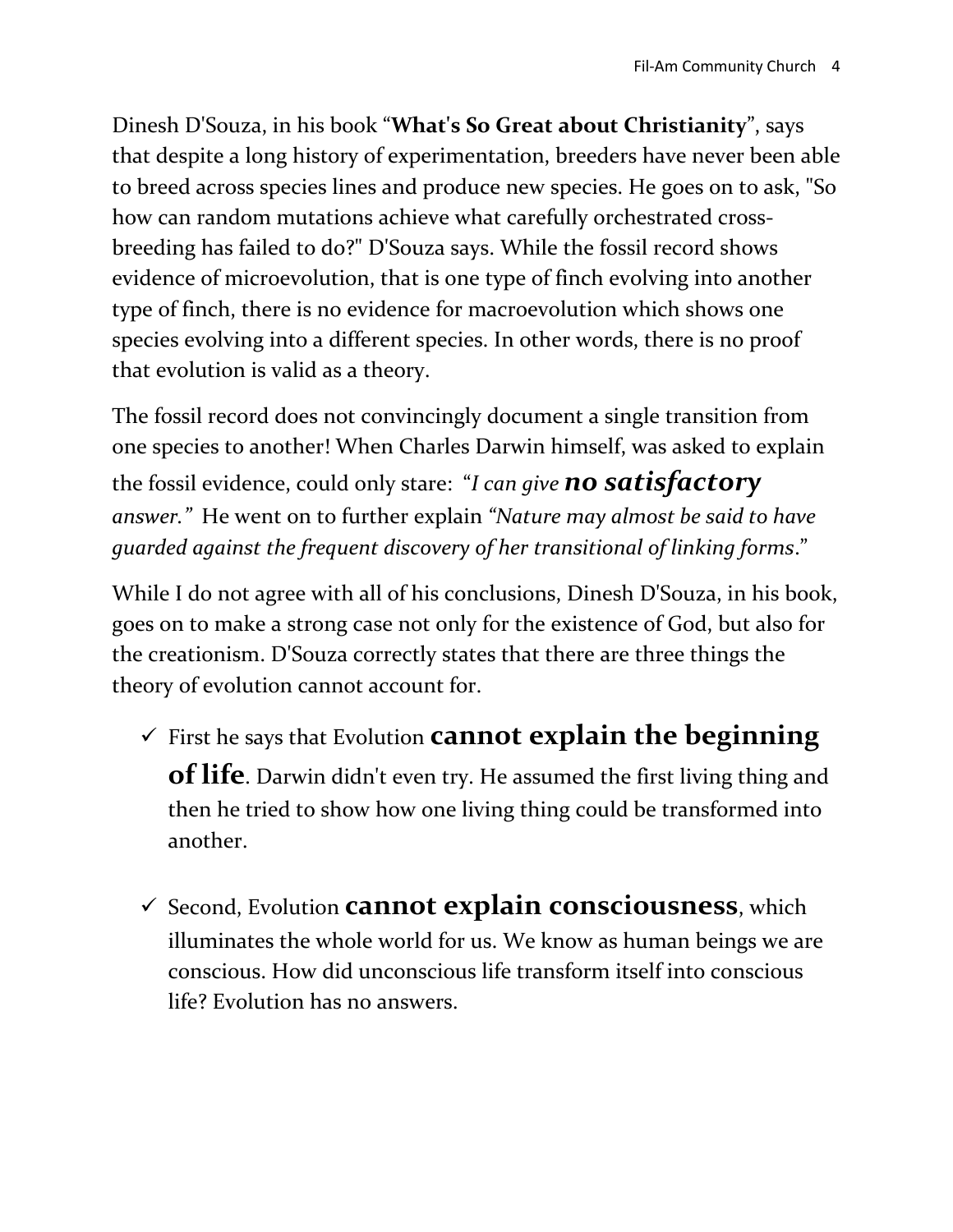Dinesh D'Souza, in his book "**What's So Great about Christianity**", says that despite a long history of experimentation, breeders have never been able to breed across species lines and produce new species. He goes on to ask, "So how can random mutations achieve what carefully orchestrated cross-breeding has failed to do?" D'Souza says. While the fossil record shows evidence of microevolution, that is one type of finch evolving into another type of finch, there is no evidence for macroevolution which shows one species evolving into a different species. In other words, there is no proof that evolution is valid as a theory.

The fossil record does not convincingly document a single transition from one species to another! When Charles Darwin himself, was asked to explain the fossil evidence, could only stare: *"I can give* ***no satisfactory*** *answer."* He went on to further explain *"Nature may almost be said to have guarded against the frequent discovery of her transitional of linking forms*."

While I do not agree with all of his conclusions, Dinesh D'Souza, in his book, goes on to make a strong case not only for the existence of God, but also for the creationism. D'Souza correctly states that there are three things the theory of evolution cannot account for.

- ✓ First he says that Evolution **cannot explain the beginning of life**. Darwin didn't even try. He assumed the first living thing and then he tried to show how one living thing could be transformed into another.

- ✓ Second, Evolution **cannot explain consciousness**, which illuminates the whole world for us. We know as human beings we are conscious. How did unconscious life transform itself into conscious life? Evolution has no answers.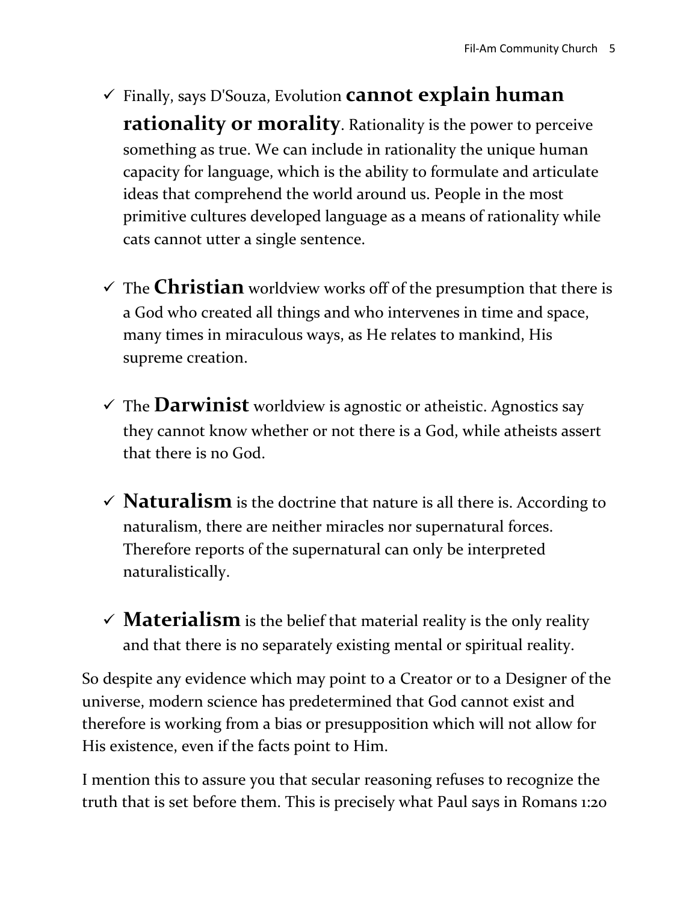- ✓ Finally, says D'Souza, Evolution **cannot explain human rationality or morality**. Rationality is the power to perceive something as true. We can include in rationality the unique human capacity for language, which is the ability to formulate and articulate ideas that comprehend the world around us. People in the most primitive cultures developed language as a means of rationality while cats cannot utter a single sentence.

- ✓ The **Christian** worldview works off of the presumption that there is a God who created all things and who intervenes in time and space, many times in miraculous ways, as He relates to mankind, His supreme creation.

- ✓ The **Darwinist** worldview is agnostic or atheistic. Agnostics say they cannot know whether or not there is a God, while atheists assert that there is no God.

- ✓ **Naturalism** is the doctrine that nature is all there is. According to naturalism, there are neither miracles nor supernatural forces. Therefore reports of the supernatural can only be interpreted naturalistically.

- ✓ **Materialism** is the belief that material reality is the only reality and that there is no separately existing mental or spiritual reality.

So despite any evidence which may point to a Creator or to a Designer of the universe, modern science has predetermined that God cannot exist and therefore is working from a bias or presupposition which will not allow for His existence, even if the facts point to Him.

I mention this to assure you that secular reasoning refuses to recognize the truth that is set before them. This is precisely what Paul says in Romans 1:20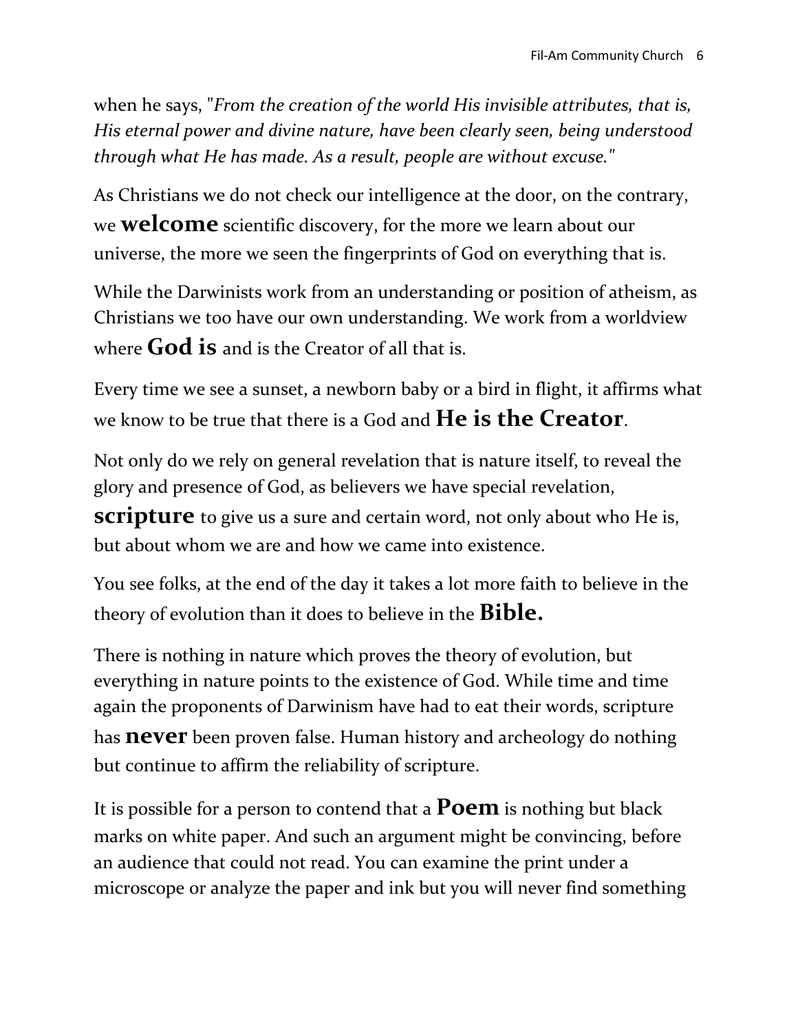when he says, "*From the creation of the world His invisible attributes, that is, His eternal power and divine nature, have been clearly seen, being understood through what He has made. As a result, people are without excuse."*

As Christians we do not check our intelligence at the door, on the contrary, we **welcome** scientific discovery, for the more we learn about our universe, the more we seen the fingerprints of God on everything that is.

While the Darwinists work from an understanding or position of atheism, as Christians we too have our own understanding. We work from a worldview where **God is** and is the Creator of all that is.

Every time we see a sunset, a newborn baby or a bird in flight, it affirms what we know to be true that there is a God and **He is the Creator**.

Not only do we rely on general revelation that is nature itself, to reveal the glory and presence of God, as believers we have special revelation, **scripture** to give us a sure and certain word, not only about who He is, but about whom we are and how we came into existence.

You see folks, at the end of the day it takes a lot more faith to believe in the theory of evolution than it does to believe in the **Bible.**

There is nothing in nature which proves the theory of evolution, but everything in nature points to the existence of God. While time and time again the proponents of Darwinism have had to eat their words, scripture has **never** been proven false. Human history and archeology do nothing but continue to affirm the reliability of scripture.

It is possible for a person to contend that a **Poem** is nothing but black marks on white paper. And such an argument might be convincing, before an audience that could not read. You can examine the print under a microscope or analyze the paper and ink but you will never find something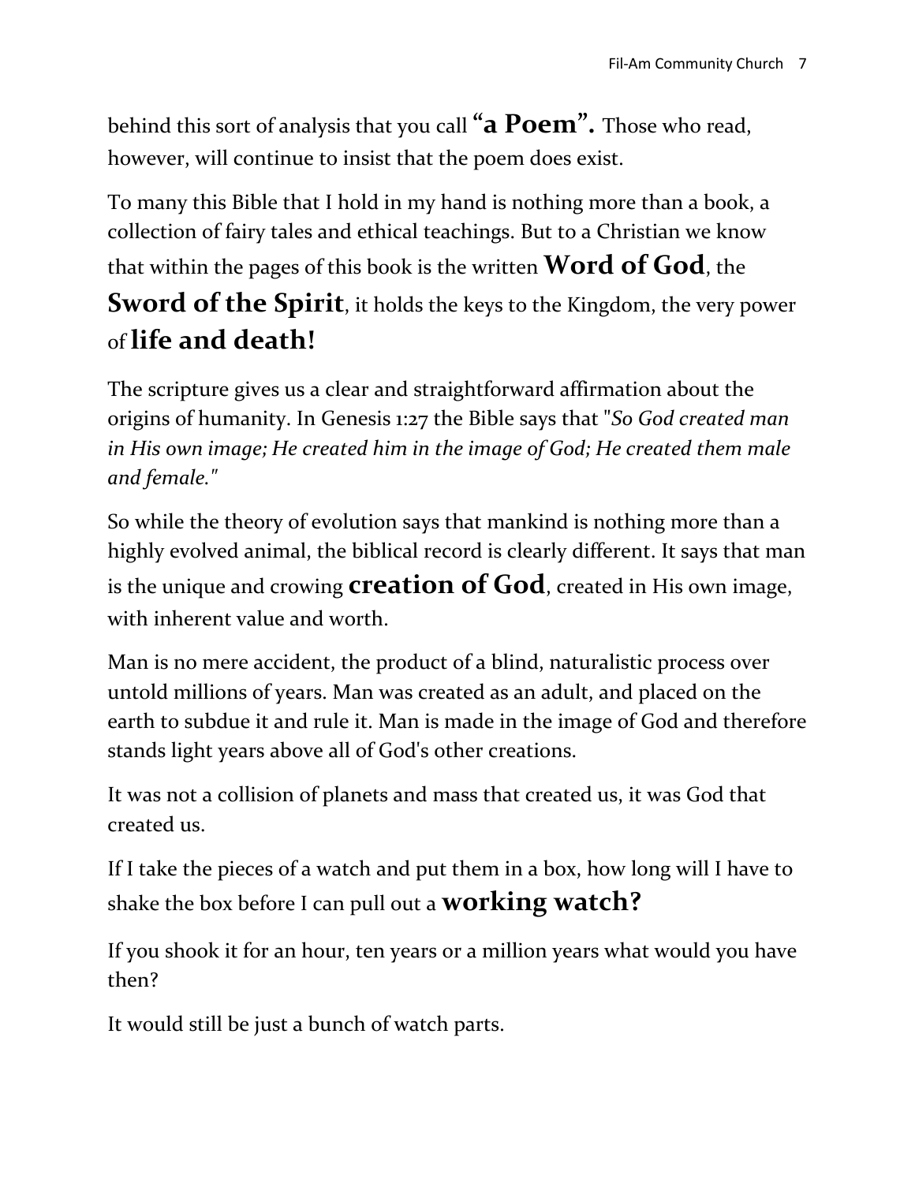behind this sort of analysis that you call **"a Poem".** Those who read, however, will continue to insist that the poem does exist.

To many this Bible that I hold in my hand is nothing more than a book, a collection of fairy tales and ethical teachings. But to a Christian we know that within the pages of this book is the written **Word of God**, the **Sword of the Spirit**, it holds the keys to the Kingdom, the very power of **life and death!**

The scripture gives us a clear and straightforward affirmation about the origins of humanity. In Genesis 1:27 the Bible says that "*So God created man in His own image; He created him in the image of God; He created them male and female."*

So while the theory of evolution says that mankind is nothing more than a highly evolved animal, the biblical record is clearly different. It says that man is the unique and crowing **creation of God**, created in His own image, with inherent value and worth.

Man is no mere accident, the product of a blind, naturalistic process over untold millions of years. Man was created as an adult, and placed on the earth to subdue it and rule it. Man is made in the image of God and therefore stands light years above all of God's other creations.

It was not a collision of planets and mass that created us, it was God that created us.

If I take the pieces of a watch and put them in a box, how long will I have to shake the box before I can pull out a **working watch?**

If you shook it for an hour, ten years or a million years what would you have then?

It would still be just a bunch of watch parts.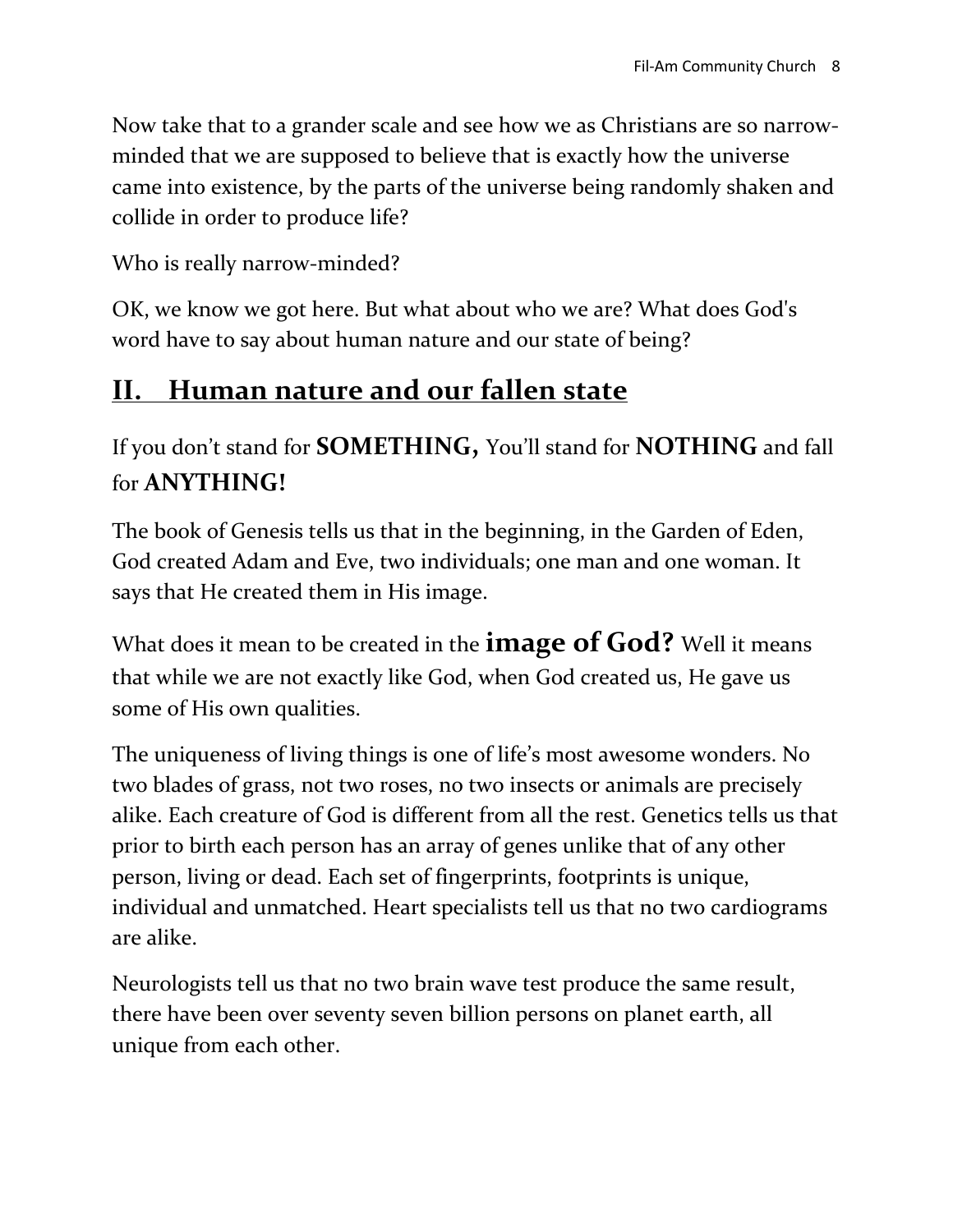Now take that to a grander scale and see how we as Christians are so narrow-minded that we are supposed to believe that is exactly how the universe came into existence, by the parts of the universe being randomly shaken and collide in order to produce life?

Who is really narrow-minded?

OK, we know we got here. But what about who we are? What does God's word have to say about human nature and our state of being?

## II. Human nature and our fallen state

If you don't stand for **SOMETHING,** You'll stand for **NOTHING** and fall for **ANYTHING!**

The book of Genesis tells us that in the beginning, in the Garden of Eden, God created Adam and Eve, two individuals; one man and one woman. It says that He created them in His image.

What does it mean to be created in the **image of God?** Well it means that while we are not exactly like God, when God created us, He gave us some of His own qualities.

The uniqueness of living things is one of life's most awesome wonders. No two blades of grass, not two roses, no two insects or animals are precisely alike. Each creature of God is different from all the rest. Genetics tells us that prior to birth each person has an array of genes unlike that of any other person, living or dead. Each set of fingerprints, footprints is unique, individual and unmatched. Heart specialists tell us that no two cardiograms are alike.

Neurologists tell us that no two brain wave test produce the same result, there have been over seventy seven billion persons on planet earth, all unique from each other.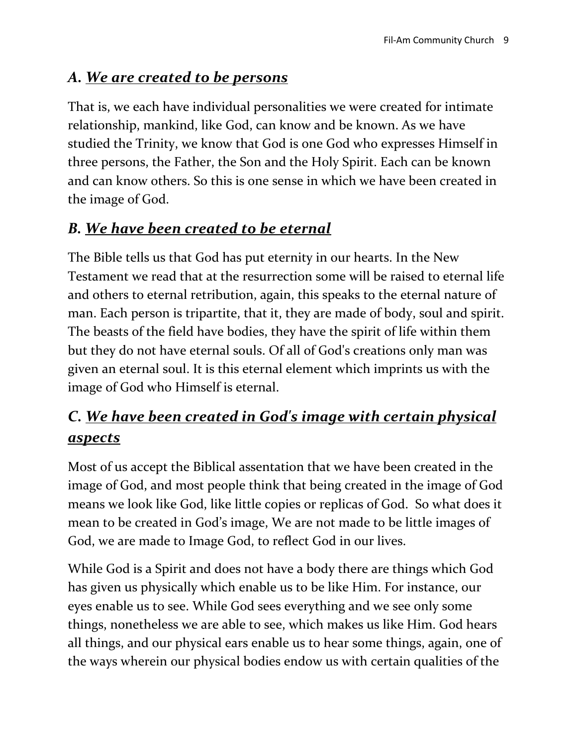### *A. <u>We are created to be persons</u>*

That is, we each have individual personalities we were created for intimate relationship, mankind, like God, can know and be known. As we have studied the Trinity, we know that God is one God who expresses Himself in three persons, the Father, the Son and the Holy Spirit. Each can be known and can know others. So this is one sense in which we have been created in the image of God.

### *B. <u>We have been created to be eternal</u>*

The Bible tells us that God has put eternity in our hearts. In the New Testament we read that at the resurrection some will be raised to eternal life and others to eternal retribution, again, this speaks to the eternal nature of man. Each person is tripartite, that it, they are made of body, soul and spirit. The beasts of the field have bodies, they have the spirit of life within them but they do not have eternal souls. Of all of God's creations only man was given an eternal soul. It is this eternal element which imprints us with the image of God who Himself is eternal.

### *C. <u>We have been created in God's image with certain physical aspects</u>*

Most of us accept the Biblical assentation that we have been created in the image of God, and most people think that being created in the image of God means we look like God, like little copies or replicas of God. So what does it mean to be created in God's image, We are not made to be little images of God, we are made to Image God, to reflect God in our lives.

While God is a Spirit and does not have a body there are things which God has given us physically which enable us to be like Him. For instance, our eyes enable us to see. While God sees everything and we see only some things, nonetheless we are able to see, which makes us like Him. God hears all things, and our physical ears enable us to hear some things, again, one of the ways wherein our physical bodies endow us with certain qualities of the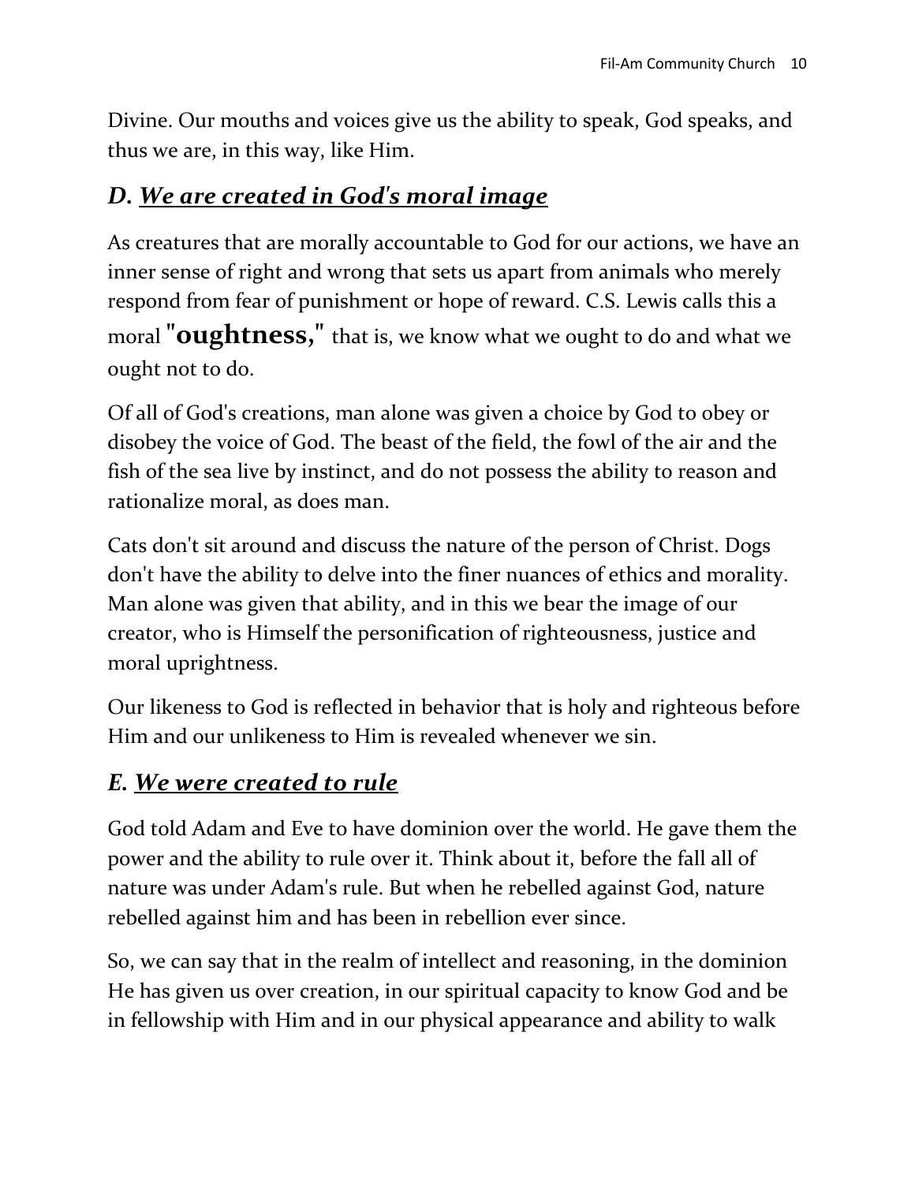Divine. Our mouths and voices give us the ability to speak, God speaks, and thus we are, in this way, like Him.

### *D. We are created in God's moral image*

As creatures that are morally accountable to God for our actions, we have an inner sense of right and wrong that sets us apart from animals who merely respond from fear of punishment or hope of reward. C.S. Lewis calls this a moral **"oughtness,"** that is, we know what we ought to do and what we ought not to do.

Of all of God's creations, man alone was given a choice by God to obey or disobey the voice of God. The beast of the field, the fowl of the air and the fish of the sea live by instinct, and do not possess the ability to reason and rationalize moral, as does man.

Cats don't sit around and discuss the nature of the person of Christ. Dogs don't have the ability to delve into the finer nuances of ethics and morality. Man alone was given that ability, and in this we bear the image of our creator, who is Himself the personification of righteousness, justice and moral uprightness.

Our likeness to God is reflected in behavior that is holy and righteous before Him and our unlikeness to Him is revealed whenever we sin.

### *E. We were created to rule*

God told Adam and Eve to have dominion over the world. He gave them the power and the ability to rule over it. Think about it, before the fall all of nature was under Adam's rule. But when he rebelled against God, nature rebelled against him and has been in rebellion ever since.

So, we can say that in the realm of intellect and reasoning, in the dominion He has given us over creation, in our spiritual capacity to know God and be in fellowship with Him and in our physical appearance and ability to walk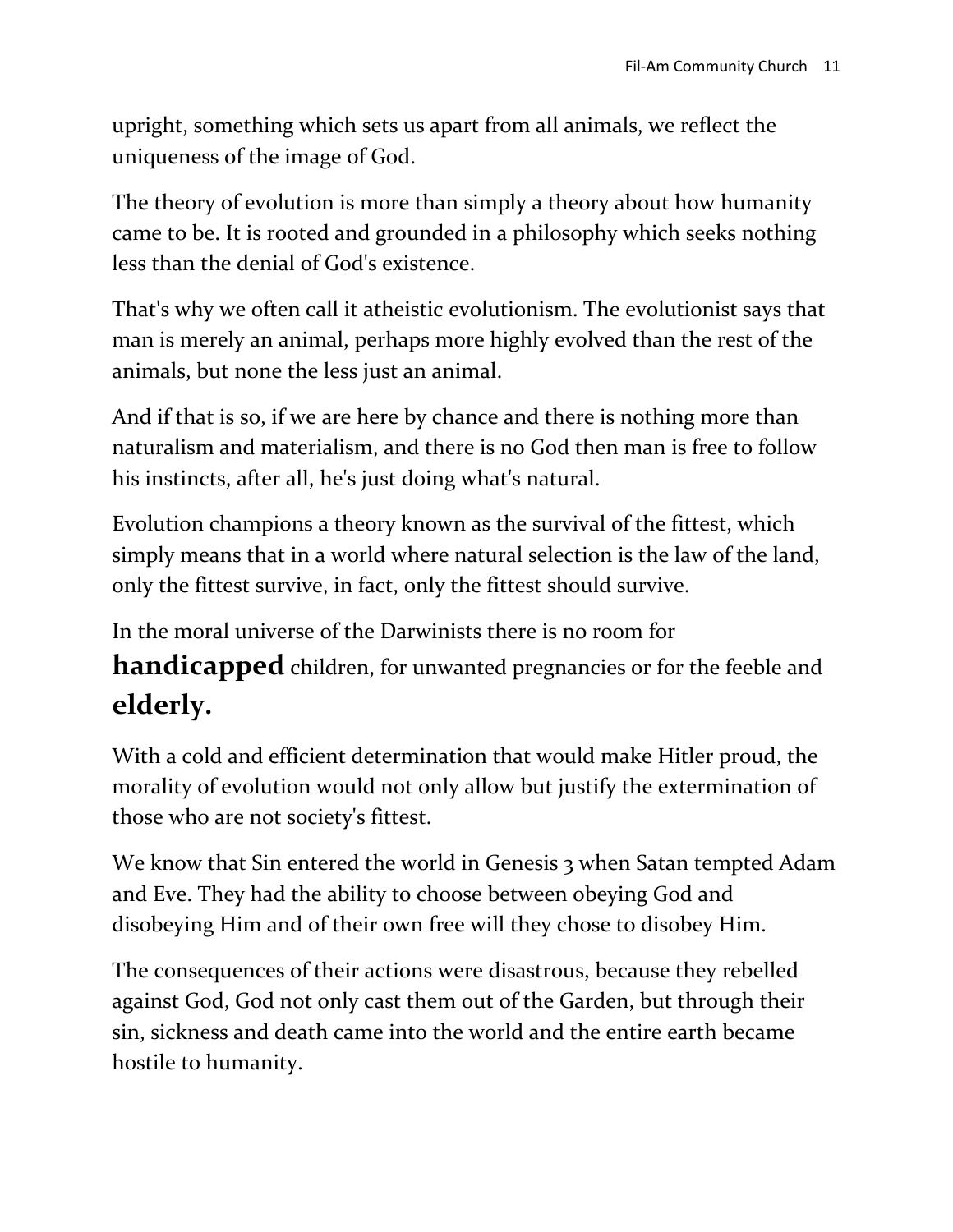upright, something which sets us apart from all animals, we reflect the uniqueness of the image of God.

The theory of evolution is more than simply a theory about how humanity came to be. It is rooted and grounded in a philosophy which seeks nothing less than the denial of God's existence.

That's why we often call it atheistic evolutionism. The evolutionist says that man is merely an animal, perhaps more highly evolved than the rest of the animals, but none the less just an animal.

And if that is so, if we are here by chance and there is nothing more than naturalism and materialism, and there is no God then man is free to follow his instincts, after all, he's just doing what's natural.

Evolution champions a theory known as the survival of the fittest, which simply means that in a world where natural selection is the law of the land, only the fittest survive, in fact, only the fittest should survive.

In the moral universe of the Darwinists there is no room for **handicapped** children, for unwanted pregnancies or for the feeble and **elderly.**

With a cold and efficient determination that would make Hitler proud, the morality of evolution would not only allow but justify the extermination of those who are not society's fittest.

We know that Sin entered the world in Genesis 3 when Satan tempted Adam and Eve. They had the ability to choose between obeying God and disobeying Him and of their own free will they chose to disobey Him.

The consequences of their actions were disastrous, because they rebelled against God, God not only cast them out of the Garden, but through their sin, sickness and death came into the world and the entire earth became hostile to humanity.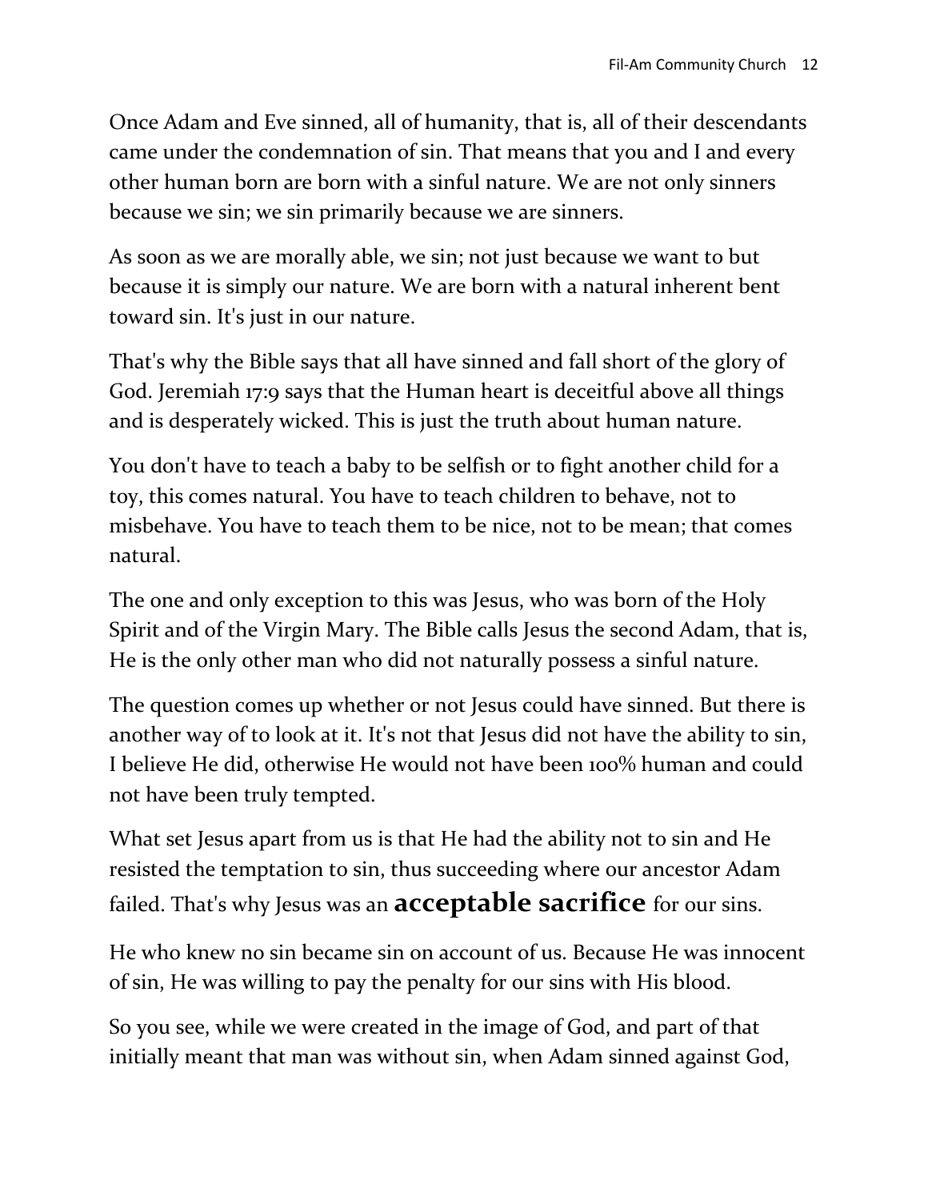Once Adam and Eve sinned, all of humanity, that is, all of their descendants came under the condemnation of sin. That means that you and I and every other human born are born with a sinful nature. We are not only sinners because we sin; we sin primarily because we are sinners.

As soon as we are morally able, we sin; not just because we want to but because it is simply our nature. We are born with a natural inherent bent toward sin. It's just in our nature.

That's why the Bible says that all have sinned and fall short of the glory of God. Jeremiah 17:9 says that the Human heart is deceitful above all things and is desperately wicked. This is just the truth about human nature.

You don't have to teach a baby to be selfish or to fight another child for a toy, this comes natural. You have to teach children to behave, not to misbehave. You have to teach them to be nice, not to be mean; that comes natural.

The one and only exception to this was Jesus, who was born of the Holy Spirit and of the Virgin Mary. The Bible calls Jesus the second Adam, that is, He is the only other man who did not naturally possess a sinful nature.

The question comes up whether or not Jesus could have sinned. But there is another way of to look at it. It's not that Jesus did not have the ability to sin, I believe He did, otherwise He would not have been 100% human and could not have been truly tempted.

What set Jesus apart from us is that He had the ability not to sin and He resisted the temptation to sin, thus succeeding where our ancestor Adam failed. That's why Jesus was an **acceptable sacrifice** for our sins.

He who knew no sin became sin on account of us. Because He was innocent of sin, He was willing to pay the penalty for our sins with His blood.

So you see, while we were created in the image of God, and part of that initially meant that man was without sin, when Adam sinned against God,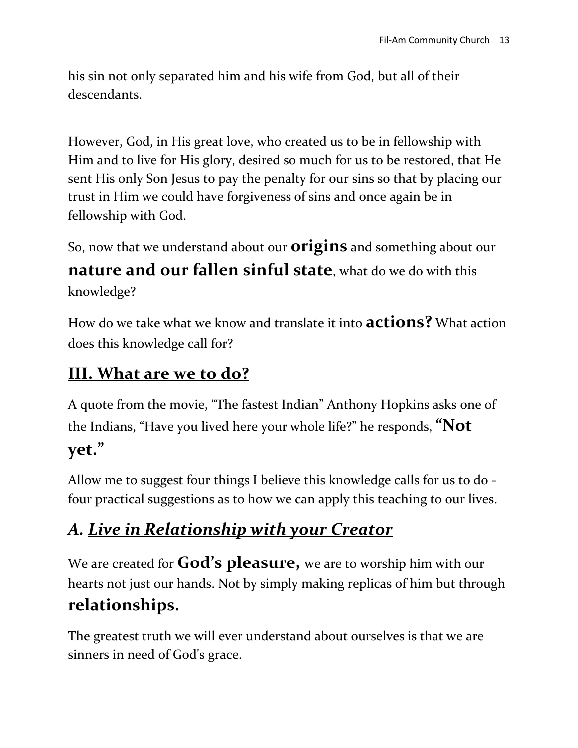his sin not only separated him and his wife from God, but all of their descendants.

However, God, in His great love, who created us to be in fellowship with Him and to live for His glory, desired so much for us to be restored, that He sent His only Son Jesus to pay the penalty for our sins so that by placing our trust in Him we could have forgiveness of sins and once again be in fellowship with God.

So, now that we understand about our **origins** and something about our **nature and our fallen sinful state**, what do we do with this knowledge?

How do we take what we know and translate it into **actions?** What action does this knowledge call for?

## III. What are we to do?

A quote from the movie, "The fastest Indian" Anthony Hopkins asks one of the Indians, "Have you lived here your whole life?" he responds, **"Not yet."**

Allow me to suggest four things I believe this knowledge calls for us to do - four practical suggestions as to how we can apply this teaching to our lives.

### *A. Live in Relationship with your Creator*

We are created for **God's pleasure,** we are to worship him with our hearts not just our hands. Not by simply making replicas of him but through **relationships.**

The greatest truth we will ever understand about ourselves is that we are sinners in need of God's grace.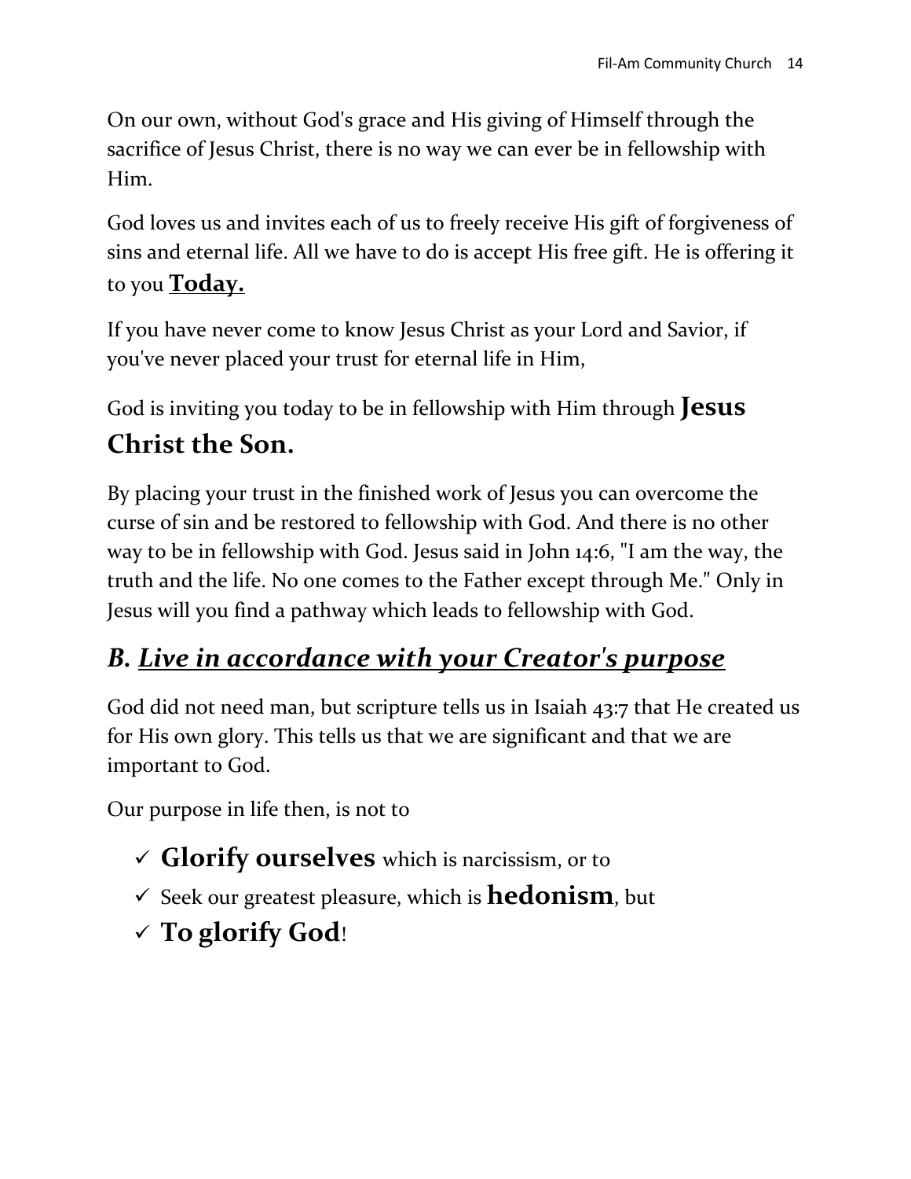On our own, without God's grace and His giving of Himself through the sacrifice of Jesus Christ, there is no way we can ever be in fellowship with Him.

God loves us and invites each of us to freely receive His gift of forgiveness of sins and eternal life. All we have to do is accept His free gift. He is offering it to you <u>**Today.**</u>

If you have never come to know Jesus Christ as your Lord and Savior, if you've never placed your trust for eternal life in Him,

God is inviting you today to be in fellowship with Him through **Jesus Christ the Son.**

By placing your trust in the finished work of Jesus you can overcome the curse of sin and be restored to fellowship with God. And there is no other way to be in fellowship with God. Jesus said in John 14:6, "I am the way, the truth and the life. No one comes to the Father except through Me." Only in Jesus will you find a pathway which leads to fellowship with God.

## *B. <u>Live in accordance with your Creator's purpose</u>*

God did not need man, but scripture tells us in Isaiah 43:7 that He created us for His own glory. This tells us that we are significant and that we are important to God.

Our purpose in life then, is not to

- ✓ **Glorify ourselves** which is narcissism, or to
- ✓ Seek our greatest pleasure, which is **hedonism**, but
- ✓ **To glorify God**!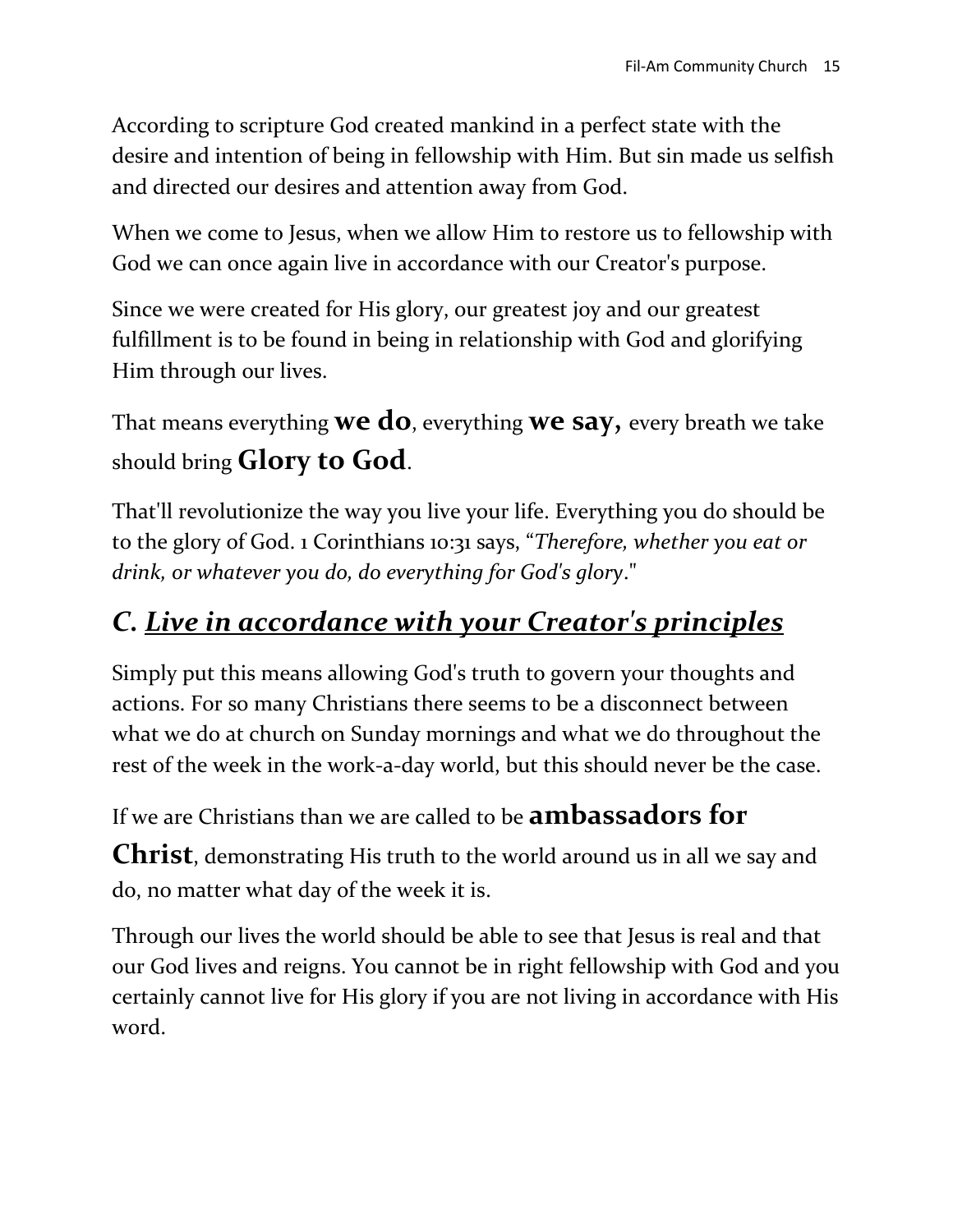According to scripture God created mankind in a perfect state with the desire and intention of being in fellowship with Him. But sin made us selfish and directed our desires and attention away from God.

When we come to Jesus, when we allow Him to restore us to fellowship with God we can once again live in accordance with our Creator's purpose.

Since we were created for His glory, our greatest joy and our greatest fulfillment is to be found in being in relationship with God and glorifying Him through our lives.

That means everything **we do**, everything **we say,** every breath we take should bring **Glory to God**.

That'll revolutionize the way you live your life. Everything you do should be to the glory of God. 1 Corinthians 10:31 says, "*Therefore, whether you eat or drink, or whatever you do, do everything for God's glory*."

## *C. Live in accordance with your Creator's principles*

Simply put this means allowing God's truth to govern your thoughts and actions. For so many Christians there seems to be a disconnect between what we do at church on Sunday mornings and what we do throughout the rest of the week in the work-a-day world, but this should never be the case.

If we are Christians than we are called to be **ambassadors for Christ**, demonstrating His truth to the world around us in all we say and do, no matter what day of the week it is.

Through our lives the world should be able to see that Jesus is real and that our God lives and reigns. You cannot be in right fellowship with God and you certainly cannot live for His glory if you are not living in accordance with His word.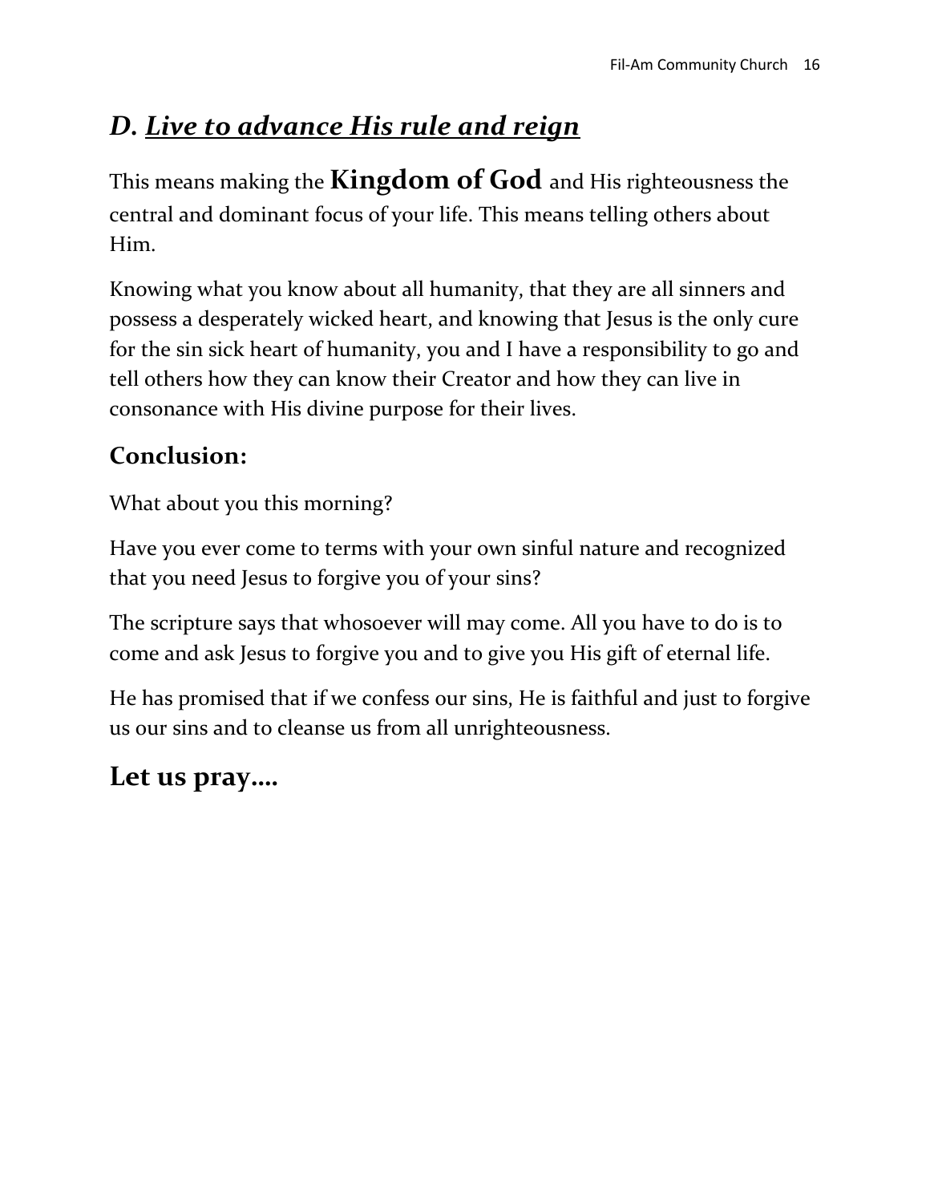## *D. <u>Live to advance His rule and reign</u>*

This means making the **Kingdom of God** and His righteousness the central and dominant focus of your life. This means telling others about Him.

Knowing what you know about all humanity, that they are all sinners and possess a desperately wicked heart, and knowing that Jesus is the only cure for the sin sick heart of humanity, you and I have a responsibility to go and tell others how they can know their Creator and how they can live in consonance with His divine purpose for their lives.

### Conclusion:

What about you this morning?

Have you ever come to terms with your own sinful nature and recognized that you need Jesus to forgive you of your sins?

The scripture says that whosoever will may come. All you have to do is to come and ask Jesus to forgive you and to give you His gift of eternal life.

He has promised that if we confess our sins, He is faithful and just to forgive us our sins and to cleanse us from all unrighteousness.

## Let us pray….